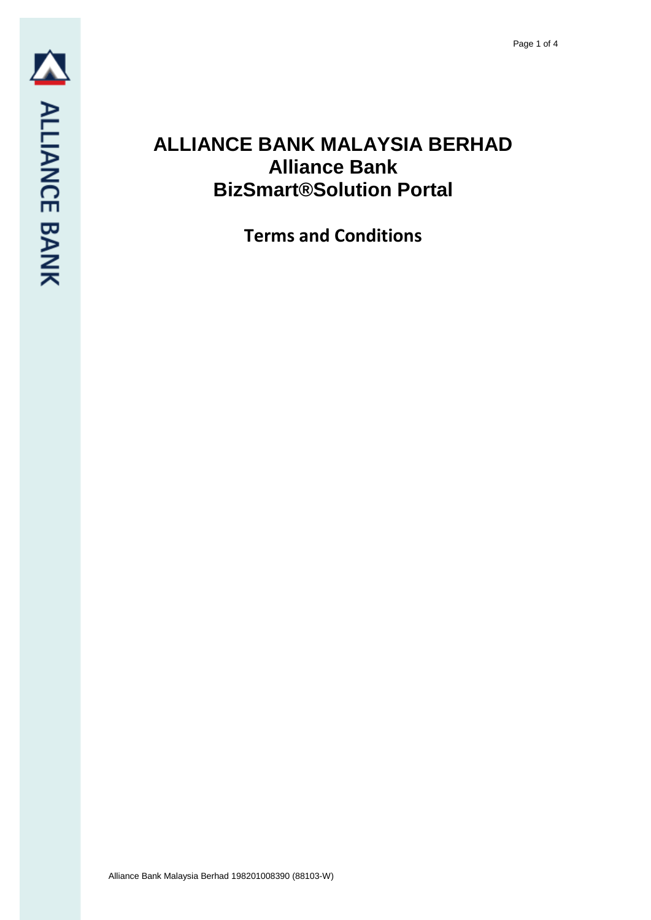# ALLIANCE BANK MALAYSIA BERHAD
# Alliance Bank
# BizSmart®Solution Portal

## Terms and Conditions

Alliance Bank Malaysia Berhad 198201008390 (88103-W)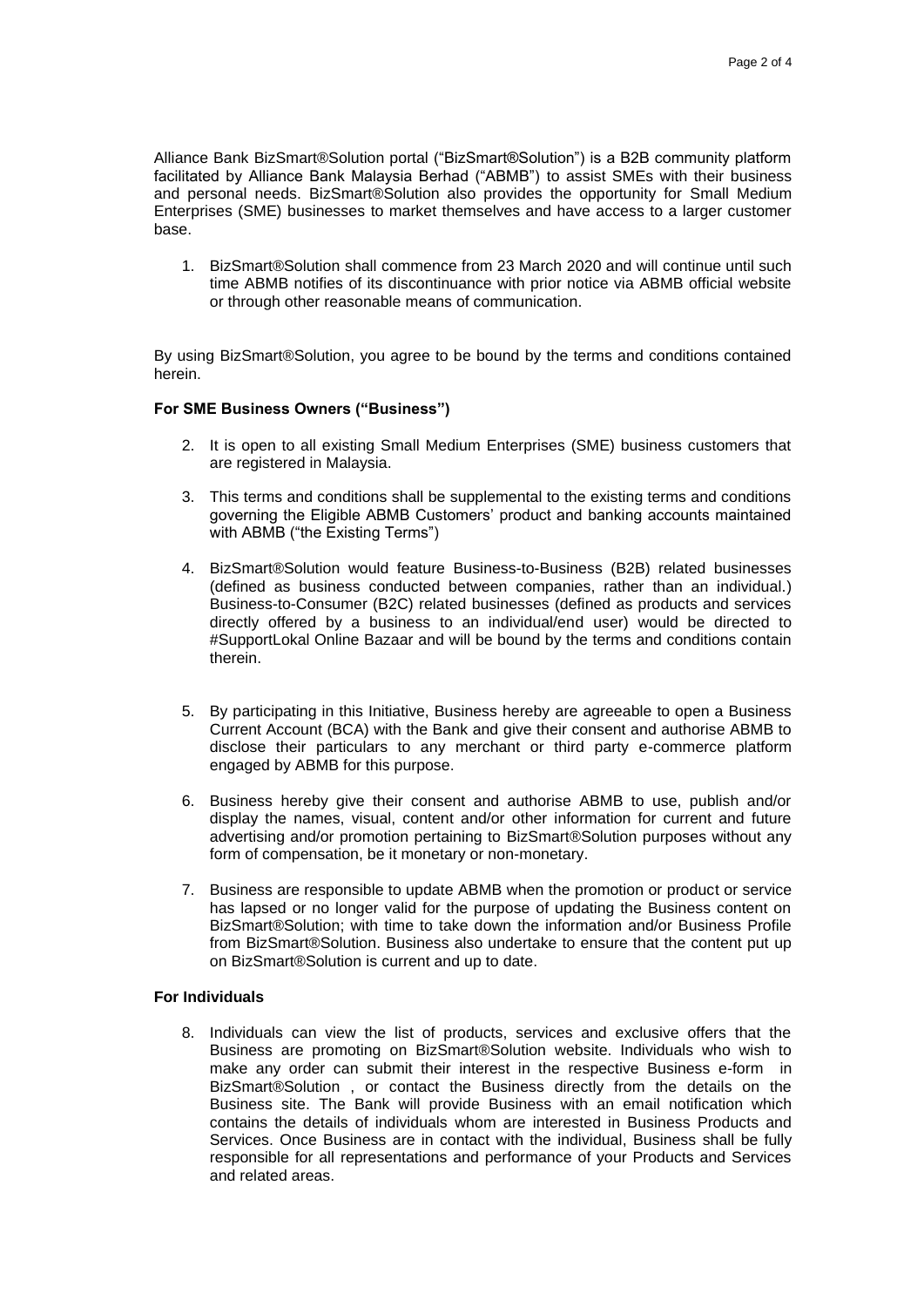Alliance Bank BizSmart®Solution portal ("BizSmart®Solution") is a B2B community platform facilitated by Alliance Bank Malaysia Berhad ("ABMB") to assist SMEs with their business and personal needs. BizSmart®Solution also provides the opportunity for Small Medium Enterprises (SME) businesses to market themselves and have access to a larger customer base.

1. BizSmart®Solution shall commence from 23 March 2020 and will continue until such time ABMB notifies of its discontinuance with prior notice via ABMB official website or through other reasonable means of communication.

By using BizSmart®Solution, you agree to be bound by the terms and conditions contained herein.

**For SME Business Owners ("Business")**

2. It is open to all existing Small Medium Enterprises (SME) business customers that are registered in Malaysia.

3. This terms and conditions shall be supplemental to the existing terms and conditions governing the Eligible ABMB Customers' product and banking accounts maintained with ABMB ("the Existing Terms")

4. BizSmart®Solution would feature Business-to-Business (B2B) related businesses (defined as business conducted between companies, rather than an individual.) Business-to-Consumer (B2C) related businesses (defined as products and services directly offered by a business to an individual/end user) would be directed to #SupportLokal Online Bazaar and will be bound by the terms and conditions contain therein.

5. By participating in this Initiative, Business hereby are agreeable to open a Business Current Account (BCA) with the Bank and give their consent and authorise ABMB to disclose their particulars to any merchant or third party e-commerce platform engaged by ABMB for this purpose.

6. Business hereby give their consent and authorise ABMB to use, publish and/or display the names, visual, content and/or other information for current and future advertising and/or promotion pertaining to BizSmart®Solution purposes without any form of compensation, be it monetary or non-monetary.

7. Business are responsible to update ABMB when the promotion or product or service has lapsed or no longer valid for the purpose of updating the Business content on BizSmart®Solution; with time to take down the information and/or Business Profile from BizSmart®Solution. Business also undertake to ensure that the content put up on BizSmart®Solution is current and up to date.

**For Individuals**

8. Individuals can view the list of products, services and exclusive offers that the Business are promoting on BizSmart®Solution website. Individuals who wish to make any order can submit their interest in the respective Business e-form in BizSmart®Solution , or contact the Business directly from the details on the Business site. The Bank will provide Business with an email notification which contains the details of individuals whom are interested in Business Products and Services. Once Business are in contact with the individual, Business shall be fully responsible for all representations and performance of your Products and Services and related areas.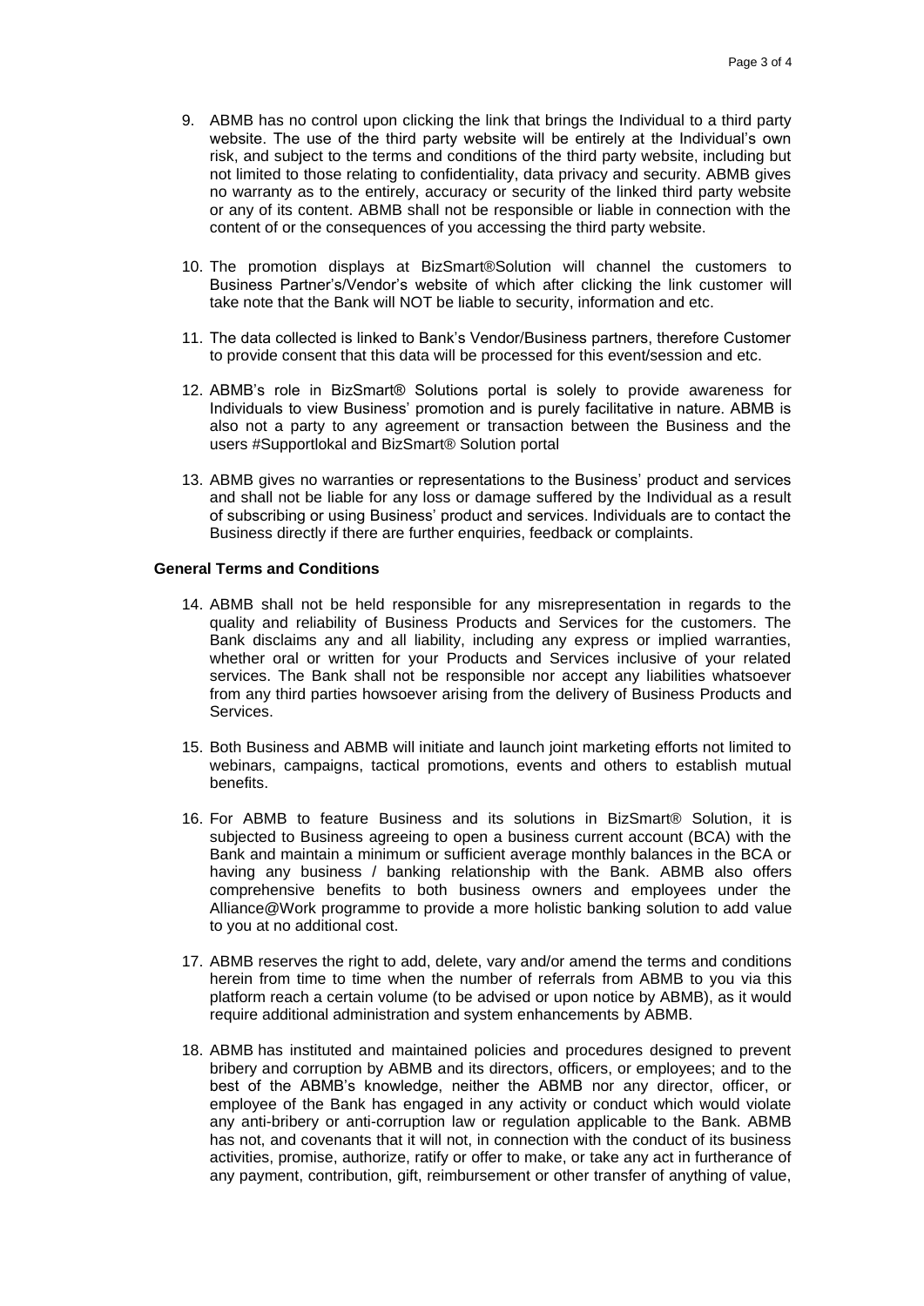9. ABMB has no control upon clicking the link that brings the Individual to a third party website. The use of the third party website will be entirely at the Individual's own risk, and subject to the terms and conditions of the third party website, including but not limited to those relating to confidentiality, data privacy and security. ABMB gives no warranty as to the entirely, accuracy or security of the linked third party website or any of its content. ABMB shall not be responsible or liable in connection with the content of or the consequences of you accessing the third party website.

10. The promotion displays at BizSmart®Solution will channel the customers to Business Partner's/Vendor's website of which after clicking the link customer will take note that the Bank will NOT be liable to security, information and etc.

11. The data collected is linked to Bank's Vendor/Business partners, therefore Customer to provide consent that this data will be processed for this event/session and etc.

12. ABMB's role in BizSmart® Solutions portal is solely to provide awareness for Individuals to view Business' promotion and is purely facilitative in nature. ABMB is also not a party to any agreement or transaction between the Business and the users #Supportlokal and BizSmart® Solution portal

13. ABMB gives no warranties or representations to the Business' product and services and shall not be liable for any loss or damage suffered by the Individual as a result of subscribing or using Business' product and services. Individuals are to contact the Business directly if there are further enquiries, feedback or complaints.

**General Terms and Conditions**

14. ABMB shall not be held responsible for any misrepresentation in regards to the quality and reliability of Business Products and Services for the customers. The Bank disclaims any and all liability, including any express or implied warranties, whether oral or written for your Products and Services inclusive of your related services. The Bank shall not be responsible nor accept any liabilities whatsoever from any third parties howsoever arising from the delivery of Business Products and Services.

15. Both Business and ABMB will initiate and launch joint marketing efforts not limited to webinars, campaigns, tactical promotions, events and others to establish mutual benefits.

16. For ABMB to feature Business and its solutions in BizSmart® Solution, it is subjected to Business agreeing to open a business current account (BCA) with the Bank and maintain a minimum or sufficient average monthly balances in the BCA or having any business / banking relationship with the Bank. ABMB also offers comprehensive benefits to both business owners and employees under the Alliance@Work programme to provide a more holistic banking solution to add value to you at no additional cost.

17. ABMB reserves the right to add, delete, vary and/or amend the terms and conditions herein from time to time when the number of referrals from ABMB to you via this platform reach a certain volume (to be advised or upon notice by ABMB), as it would require additional administration and system enhancements by ABMB.

18. ABMB has instituted and maintained policies and procedures designed to prevent bribery and corruption by ABMB and its directors, officers, or employees; and to the best of the ABMB's knowledge, neither the ABMB nor any director, officer, or employee of the Bank has engaged in any activity or conduct which would violate any anti-bribery or anti-corruption law or regulation applicable to the Bank. ABMB has not, and covenants that it will not, in connection with the conduct of its business activities, promise, authorize, ratify or offer to make, or take any act in furtherance of any payment, contribution, gift, reimbursement or other transfer of anything of value,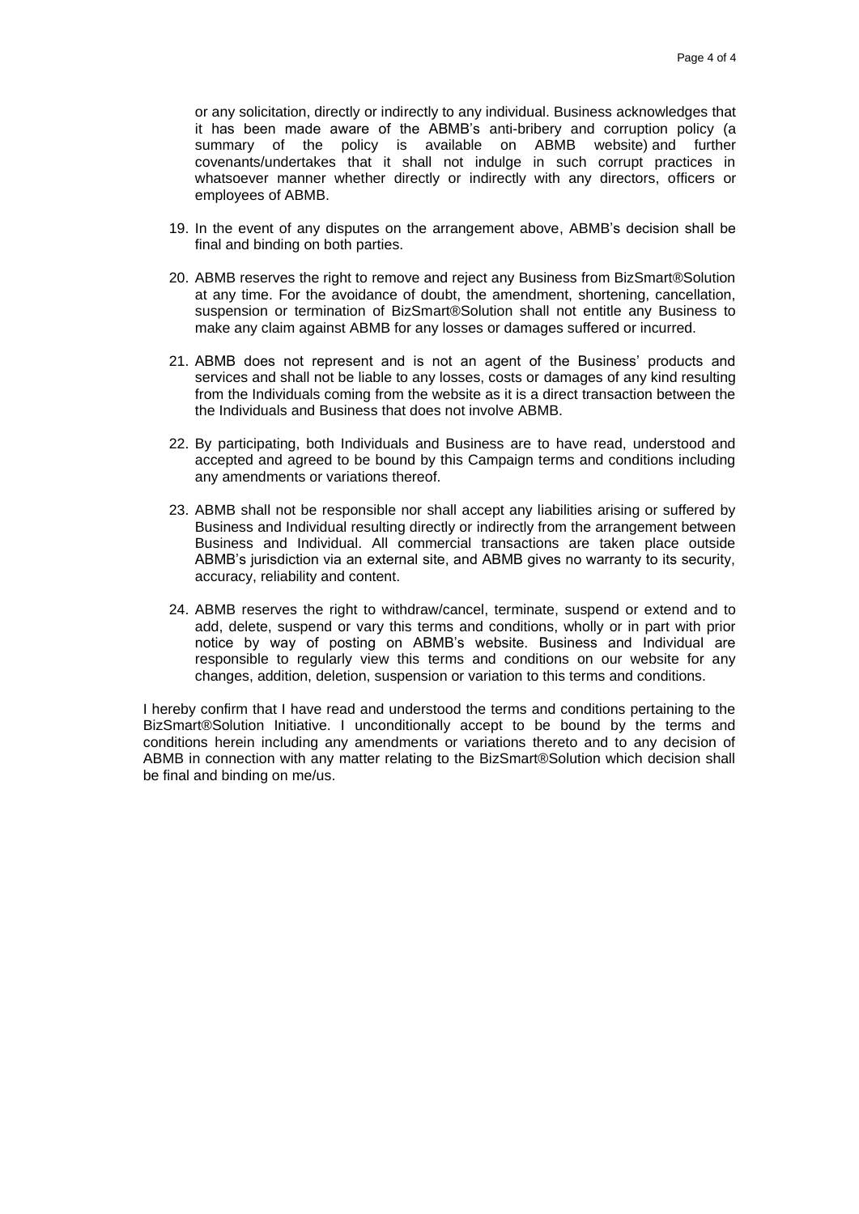or any solicitation, directly or indirectly to any individual. Business acknowledges that it has been made aware of the ABMB's anti-bribery and corruption policy (a summary of the policy is available on ABMB website) and further covenants/undertakes that it shall not indulge in such corrupt practices in whatsoever manner whether directly or indirectly with any directors, officers or employees of ABMB.

19. In the event of any disputes on the arrangement above, ABMB's decision shall be final and binding on both parties.

20. ABMB reserves the right to remove and reject any Business from BizSmart®Solution at any time. For the avoidance of doubt, the amendment, shortening, cancellation, suspension or termination of BizSmart®Solution shall not entitle any Business to make any claim against ABMB for any losses or damages suffered or incurred.

21. ABMB does not represent and is not an agent of the Business' products and services and shall not be liable to any losses, costs or damages of any kind resulting from the Individuals coming from the website as it is a direct transaction between the the Individuals and Business that does not involve ABMB.

22. By participating, both Individuals and Business are to have read, understood and accepted and agreed to be bound by this Campaign terms and conditions including any amendments or variations thereof.

23. ABMB shall not be responsible nor shall accept any liabilities arising or suffered by Business and Individual resulting directly or indirectly from the arrangement between Business and Individual. All commercial transactions are taken place outside ABMB's jurisdiction via an external site, and ABMB gives no warranty to its security, accuracy, reliability and content.

24. ABMB reserves the right to withdraw/cancel, terminate, suspend or extend and to add, delete, suspend or vary this terms and conditions, wholly or in part with prior notice by way of posting on ABMB's website. Business and Individual are responsible to regularly view this terms and conditions on our website for any changes, addition, deletion, suspension or variation to this terms and conditions.

I hereby confirm that I have read and understood the terms and conditions pertaining to the BizSmart®Solution Initiative. I unconditionally accept to be bound by the terms and conditions herein including any amendments or variations thereto and to any decision of ABMB in connection with any matter relating to the BizSmart®Solution which decision shall be final and binding on me/us.